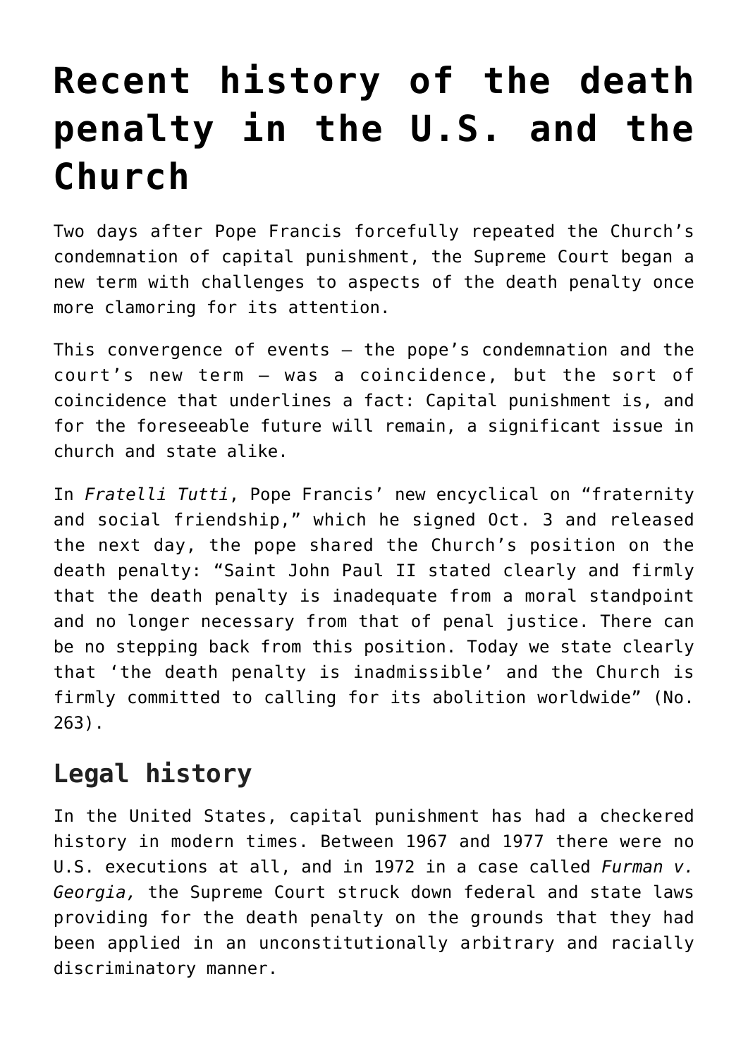# Recent history of the death penalty in the U.S. and the Church

Two days after Pope Francis forcefully repeated the Church's condemnation of capital punishment, the Supreme Court began a new term with challenges to aspects of the death penalty once more clamoring for its attention.

This convergence of events — the pope's condemnation and the court's new term — was a coincidence, but the sort of coincidence that underlines a fact: Capital punishment is, and for the foreseeable future will remain, a significant issue in church and state alike.

In *Fratelli Tutti*, Pope Francis' new encyclical on "fraternity and social friendship," which he signed Oct. 3 and released the next day, the pope shared the Church's position on the death penalty: "Saint John Paul II stated clearly and firmly that the death penalty is inadequate from a moral standpoint and no longer necessary from that of penal justice. There can be no stepping back from this position. Today we state clearly that 'the death penalty is inadmissible' and the Church is firmly committed to calling for its abolition worldwide" (No. 263).

## Legal history

In the United States, capital punishment has had a checkered history in modern times. Between 1967 and 1977 there were no U.S. executions at all, and in 1972 in a case called *Furman v. Georgia,* the Supreme Court struck down federal and state laws providing for the death penalty on the grounds that they had been applied in an unconstitutionally arbitrary and racially discriminatory manner.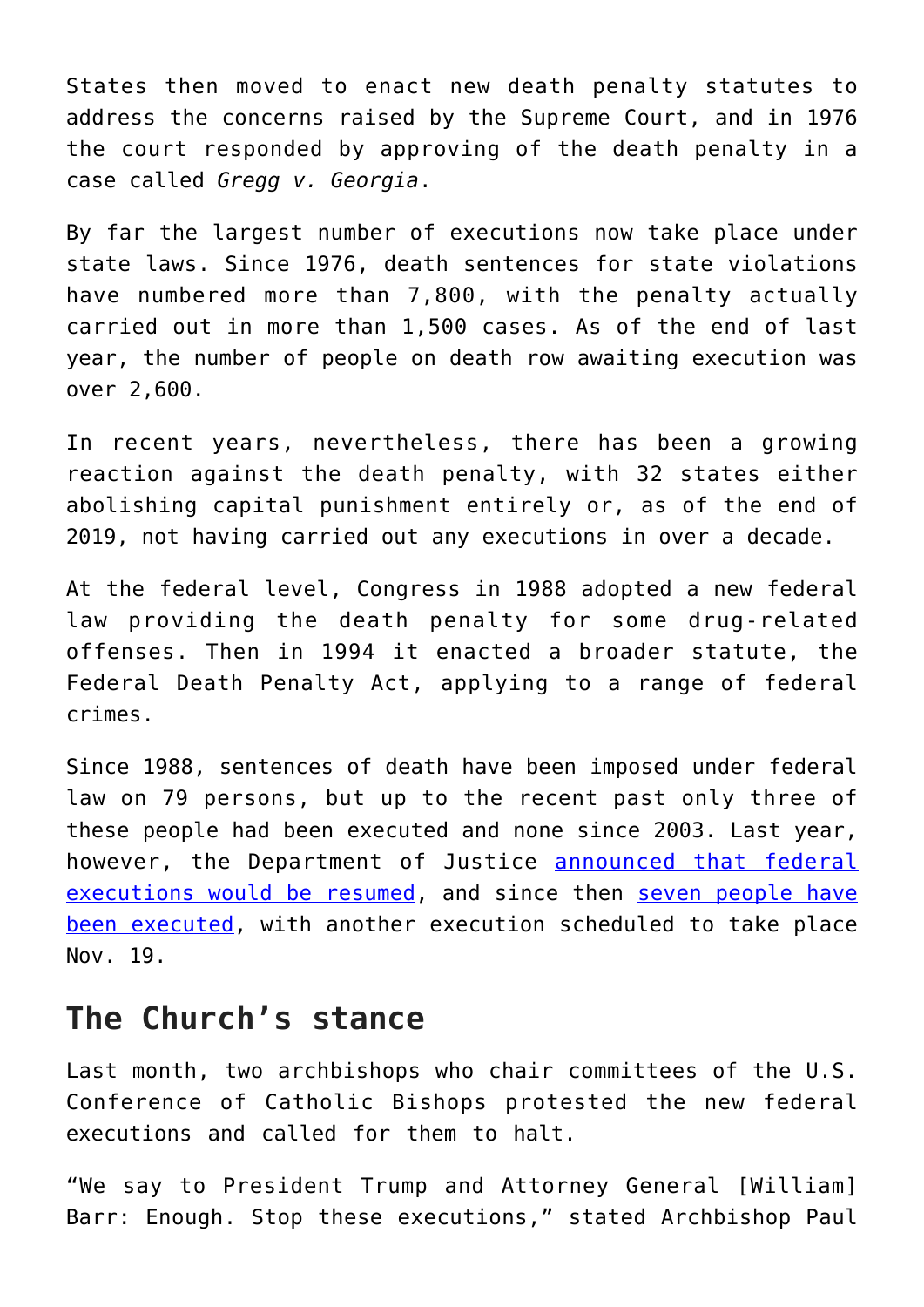States then moved to enact new death penalty statutes to address the concerns raised by the Supreme Court, and in 1976 the court responded by approving of the death penalty in a case called *Gregg v. Georgia*.

By far the largest number of executions now take place under state laws. Since 1976, death sentences for state violations have numbered more than 7,800, with the penalty actually carried out in more than 1,500 cases. As of the end of last year, the number of people on death row awaiting execution was over 2,600.

In recent years, nevertheless, there has been a growing reaction against the death penalty, with 32 states either abolishing capital punishment entirely or, as of the end of 2019, not having carried out any executions in over a decade.

At the federal level, Congress in 1988 adopted a new federal law providing the death penalty for some drug-related offenses. Then in 1994 it enacted a broader statute, the Federal Death Penalty Act, applying to a range of federal crimes.

Since 1988, sentences of death have been imposed under federal law on 79 persons, but up to the recent past only three of these people had been executed and none since 2003. Last year, however, the Department of Justice announced that federal executions would be resumed, and since then seven people have been executed, with another execution scheduled to take place Nov. 19.

## The Church's stance

Last month, two archbishops who chair committees of the U.S. Conference of Catholic Bishops protested the new federal executions and called for them to halt.

"We say to President Trump and Attorney General [William] Barr: Enough. Stop these executions," stated Archbishop Paul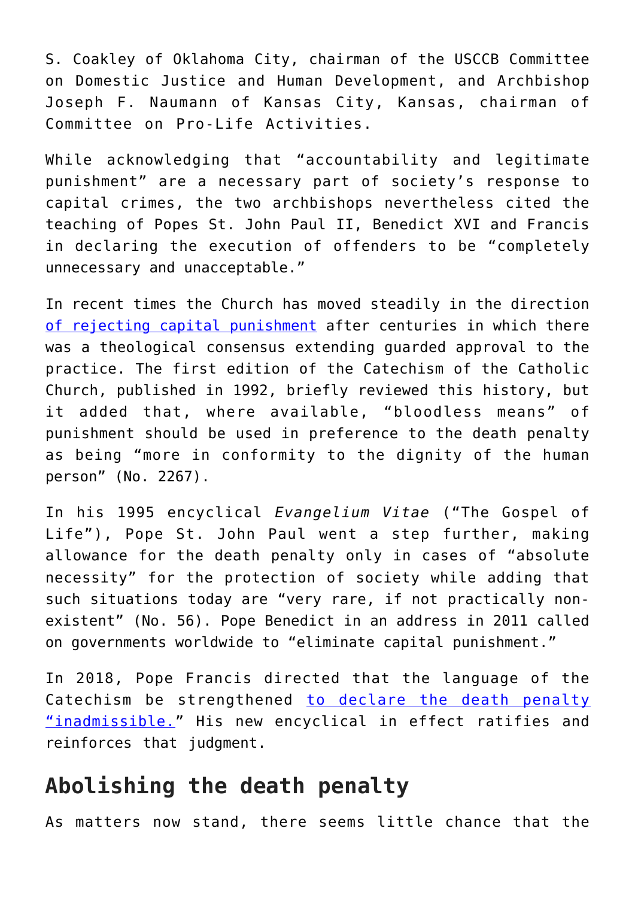S. Coakley of Oklahoma City, chairman of the USCCB Committee on Domestic Justice and Human Development, and Archbishop Joseph F. Naumann of Kansas City, Kansas, chairman of Committee on Pro-Life Activities.

While acknowledging that "accountability and legitimate punishment" are a necessary part of society's response to capital crimes, the two archbishops nevertheless cited the teaching of Popes St. John Paul II, Benedict XVI and Francis in declaring the execution of offenders to be "completely unnecessary and unacceptable."

In recent times the Church has moved steadily in the direction of rejecting capital punishment after centuries in which there was a theological consensus extending guarded approval to the practice. The first edition of the Catechism of the Catholic Church, published in 1992, briefly reviewed this history, but it added that, where available, "bloodless means" of punishment should be used in preference to the death penalty as being "more in conformity to the dignity of the human person" (No. 2267).

In his 1995 encyclical *Evangelium Vitae* ("The Gospel of Life"), Pope St. John Paul went a step further, making allowance for the death penalty only in cases of "absolute necessity" for the protection of society while adding that such situations today are "very rare, if not practically non-existent" (No. 56). Pope Benedict in an address in 2011 called on governments worldwide to "eliminate capital punishment."

In 2018, Pope Francis directed that the language of the Catechism be strengthened to declare the death penalty "inadmissible." His new encyclical in effect ratifies and reinforces that judgment.

## Abolishing the death penalty

As matters now stand, there seems little chance that the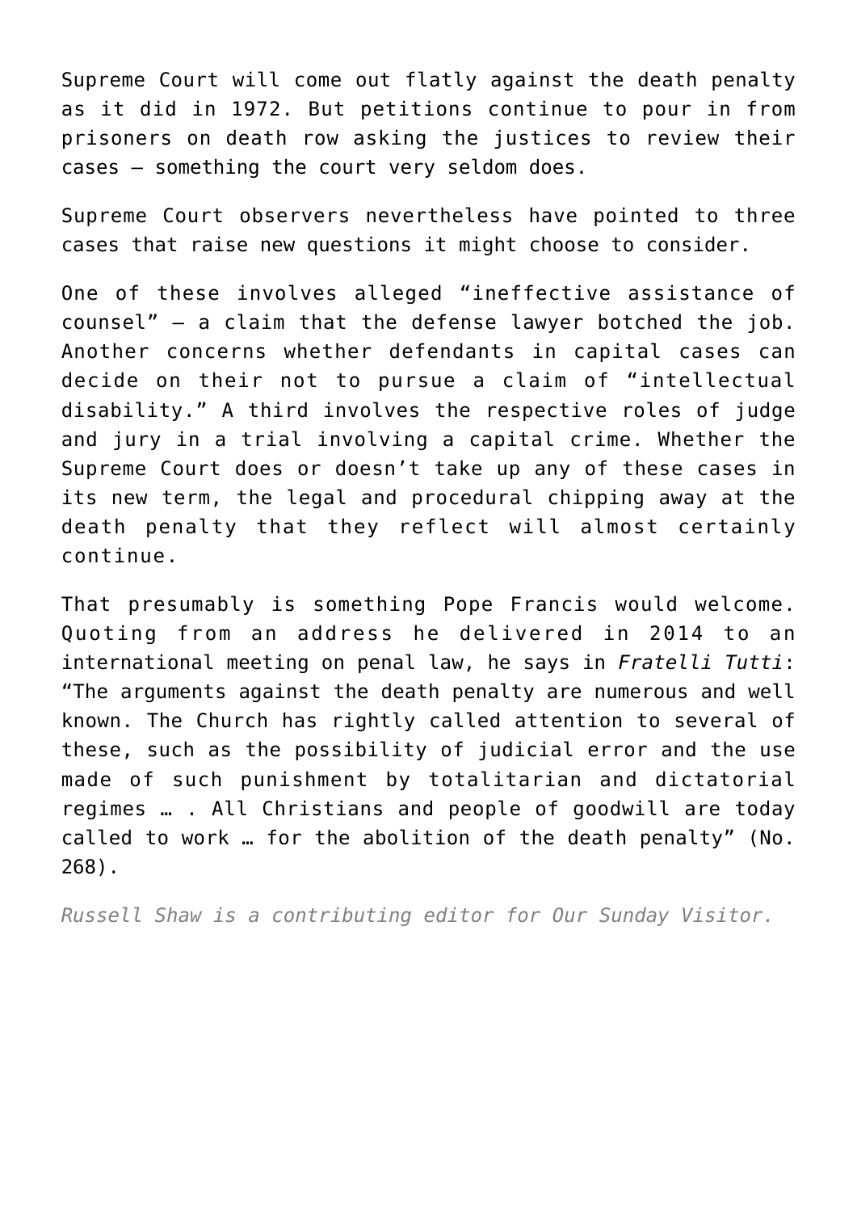Supreme Court will come out flatly against the death penalty as it did in 1972. But petitions continue to pour in from prisoners on death row asking the justices to review their cases — something the court very seldom does.

Supreme Court observers nevertheless have pointed to three cases that raise new questions it might choose to consider.

One of these involves alleged "ineffective assistance of counsel" — a claim that the defense lawyer botched the job. Another concerns whether defendants in capital cases can decide on their not to pursue a claim of "intellectual disability." A third involves the respective roles of judge and jury in a trial involving a capital crime. Whether the Supreme Court does or doesn't take up any of these cases in its new term, the legal and procedural chipping away at the death penalty that they reflect will almost certainly continue.

That presumably is something Pope Francis would welcome. Quoting from an address he delivered in 2014 to an international meeting on penal law, he says in *Fratelli Tutti*: "The arguments against the death penalty are numerous and well known. The Church has rightly called attention to several of these, such as the possibility of judicial error and the use made of such punishment by totalitarian and dictatorial regimes … . All Christians and people of goodwill are today called to work … for the abolition of the death penalty" (No. 268).

*Russell Shaw is a contributing editor for Our Sunday Visitor.*